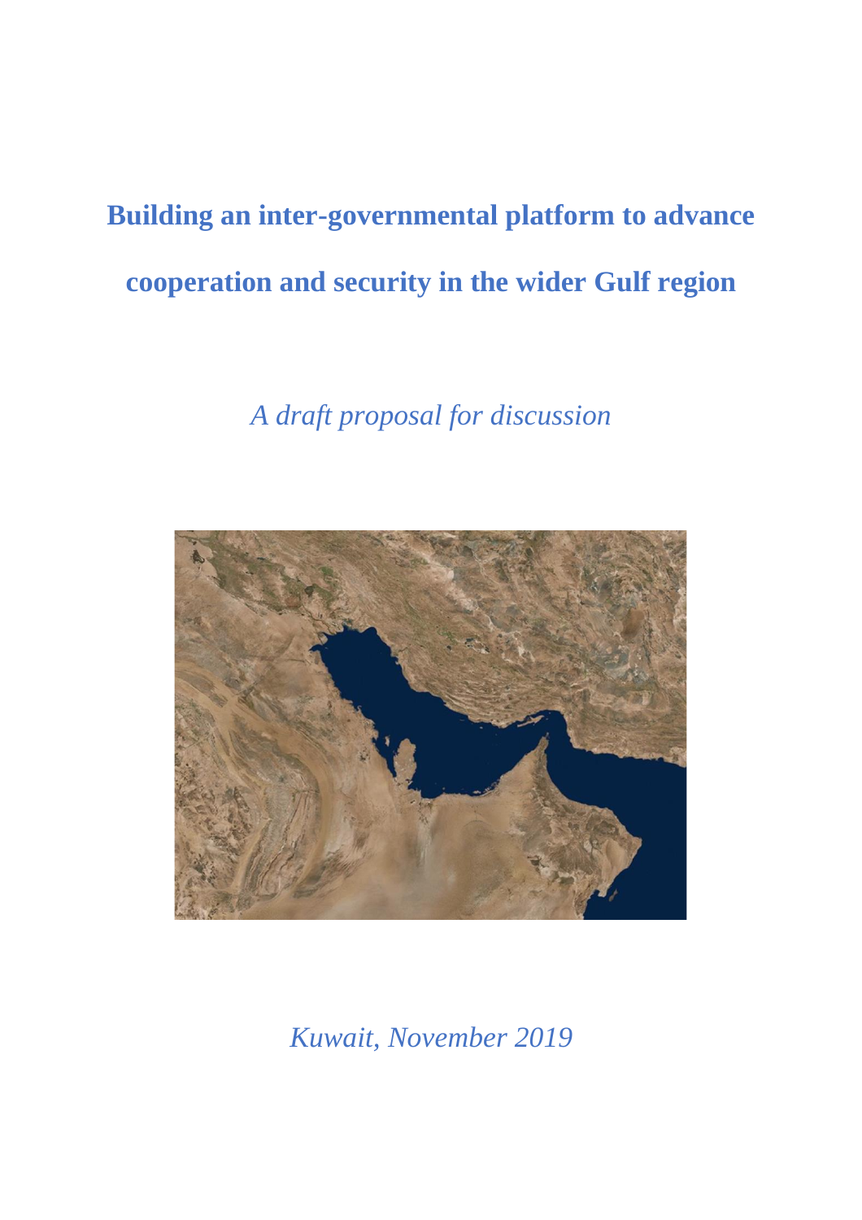# Building an inter-governmental platform to advance cooperation and security in the wider Gulf region

*A draft proposal for discussion*

*Kuwait, November 2019*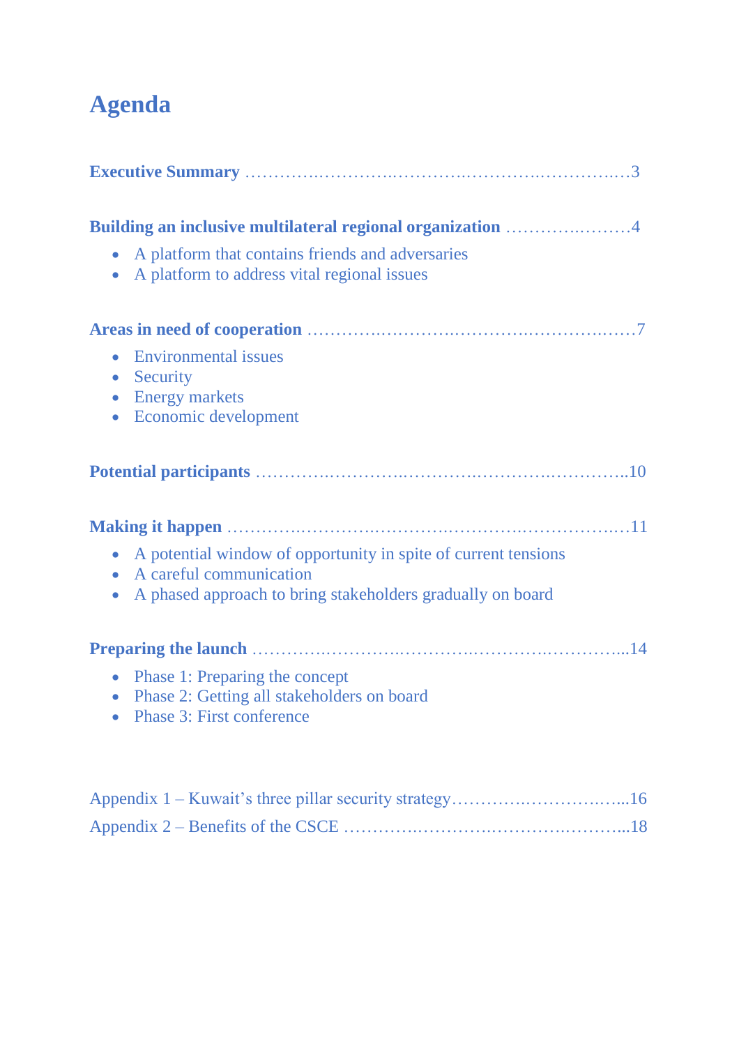# Agenda

**Executive Summary** ……………………………………………………………3

**Building an inclusive multilateral regional organization** ………………4

- A platform that contains friends and adversaries
- A platform to address vital regional issues

**Areas in need of cooperation** ……………………………………………7

- Environmental issues
- Security
- Energy markets
- Economic development

**Potential participants** …………………………………………………………10

**Making it happen** ……………………………………………………………11

- A potential window of opportunity in spite of current tensions
- A careful communication
- A phased approach to bring stakeholders gradually on board

**Preparing the launch** ……………………………………………………………14

- Phase 1: Preparing the concept
- Phase 2: Getting all stakeholders on board
- Phase 3: First conference

Appendix 1 – Kuwait's three pillar security strategy……………………………16

Appendix 2 – Benefits of the CSCE ……………………………………………18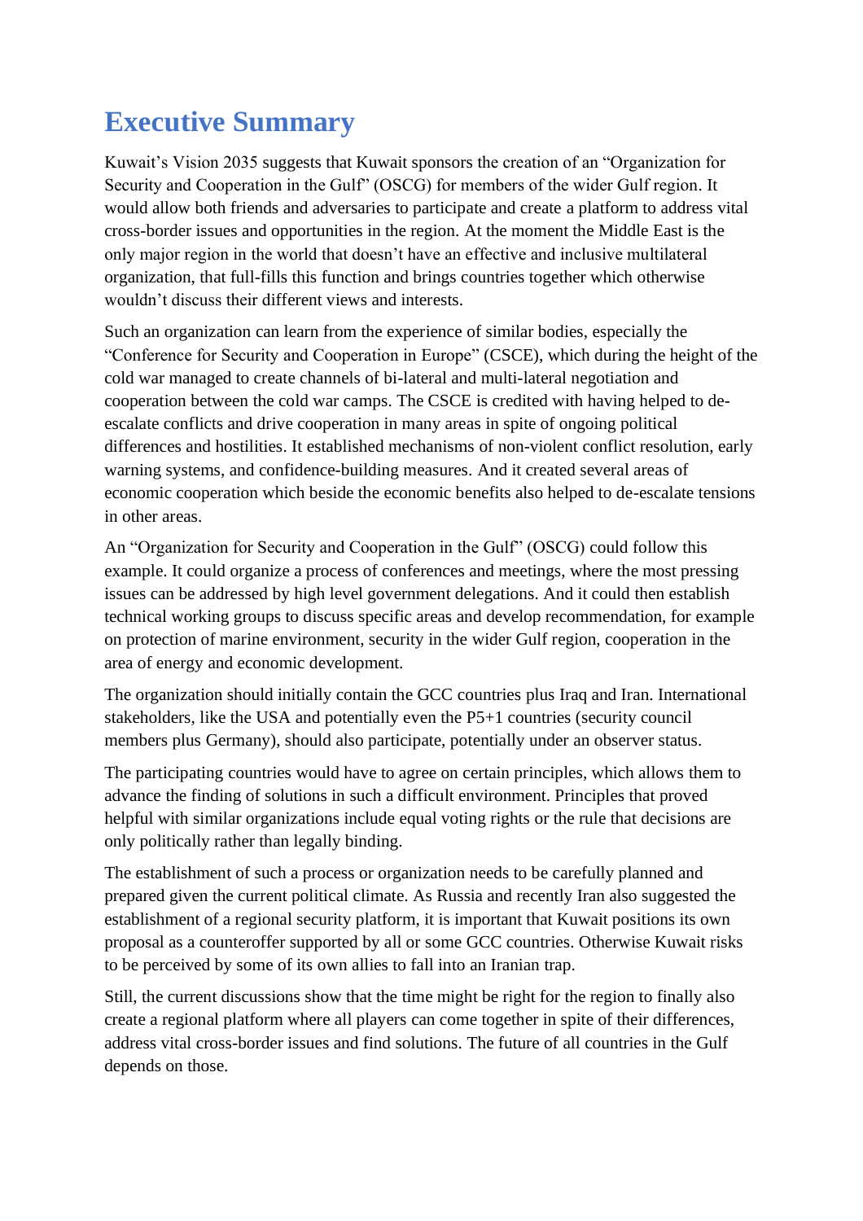# Executive Summary

Kuwait's Vision 2035 suggests that Kuwait sponsors the creation of an "Organization for Security and Cooperation in the Gulf" (OSCG) for members of the wider Gulf region. It would allow both friends and adversaries to participate and create a platform to address vital cross-border issues and opportunities in the region. At the moment the Middle East is the only major region in the world that doesn't have an effective and inclusive multilateral organization, that full-fills this function and brings countries together which otherwise wouldn't discuss their different views and interests.

Such an organization can learn from the experience of similar bodies, especially the "Conference for Security and Cooperation in Europe" (CSCE), which during the height of the cold war managed to create channels of bi-lateral and multi-lateral negotiation and cooperation between the cold war camps. The CSCE is credited with having helped to de-escalate conflicts and drive cooperation in many areas in spite of ongoing political differences and hostilities. It established mechanisms of non-violent conflict resolution, early warning systems, and confidence-building measures. And it created several areas of economic cooperation which beside the economic benefits also helped to de-escalate tensions in other areas.

An "Organization for Security and Cooperation in the Gulf" (OSCG) could follow this example. It could organize a process of conferences and meetings, where the most pressing issues can be addressed by high level government delegations. And it could then establish technical working groups to discuss specific areas and develop recommendation, for example on protection of marine environment, security in the wider Gulf region, cooperation in the area of energy and economic development.

The organization should initially contain the GCC countries plus Iraq and Iran. International stakeholders, like the USA and potentially even the P5+1 countries (security council members plus Germany), should also participate, potentially under an observer status.

The participating countries would have to agree on certain principles, which allows them to advance the finding of solutions in such a difficult environment. Principles that proved helpful with similar organizations include equal voting rights or the rule that decisions are only politically rather than legally binding.

The establishment of such a process or organization needs to be carefully planned and prepared given the current political climate. As Russia and recently Iran also suggested the establishment of a regional security platform, it is important that Kuwait positions its own proposal as a counteroffer supported by all or some GCC countries. Otherwise Kuwait risks to be perceived by some of its own allies to fall into an Iranian trap.

Still, the current discussions show that the time might be right for the region to finally also create a regional platform where all players can come together in spite of their differences, address vital cross-border issues and find solutions. The future of all countries in the Gulf depends on those.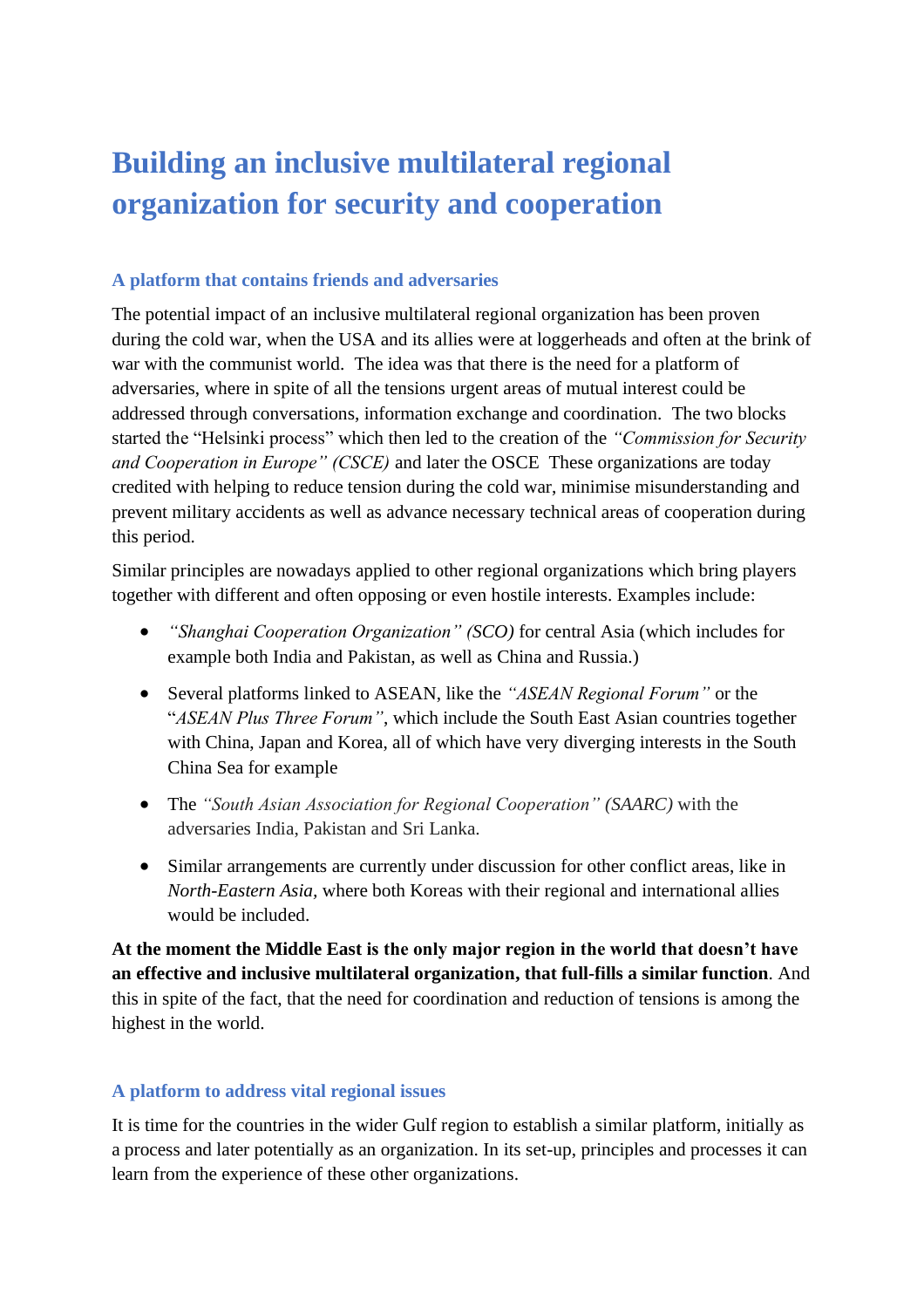# Building an inclusive multilateral regional organization for security and cooperation

### A platform that contains friends and adversaries

The potential impact of an inclusive multilateral regional organization has been proven during the cold war, when the USA and its allies were at loggerheads and often at the brink of war with the communist world. The idea was that there is the need for a platform of adversaries, where in spite of all the tensions urgent areas of mutual interest could be addressed through conversations, information exchange and coordination. The two blocks started the "Helsinki process" which then led to the creation of the *"Commission for Security and Cooperation in Europe" (CSCE)* and later the OSCE These organizations are today credited with helping to reduce tension during the cold war, minimise misunderstanding and prevent military accidents as well as advance necessary technical areas of cooperation during this period.

Similar principles are nowadays applied to other regional organizations which bring players together with different and often opposing or even hostile interests. Examples include:

- *"Shanghai Cooperation Organization" (SCO)* for central Asia (which includes for example both India and Pakistan, as well as China and Russia.)
- Several platforms linked to ASEAN, like the *"ASEAN Regional Forum"* or the "*ASEAN Plus Three Forum"*, which include the South East Asian countries together with China, Japan and Korea, all of which have very diverging interests in the South China Sea for example
- The *"South Asian Association for Regional Cooperation" (SAARC)* with the adversaries India, Pakistan and Sri Lanka.
- Similar arrangements are currently under discussion for other conflict areas, like in *North-Eastern Asia*, where both Koreas with their regional and international allies would be included.

**At the moment the Middle East is the only major region in the world that doesn't have an effective and inclusive multilateral organization, that full-fills a similar function**. And this in spite of the fact, that the need for coordination and reduction of tensions is among the highest in the world.

### A platform to address vital regional issues

It is time for the countries in the wider Gulf region to establish a similar platform, initially as a process and later potentially as an organization. In its set-up, principles and processes it can learn from the experience of these other organizations.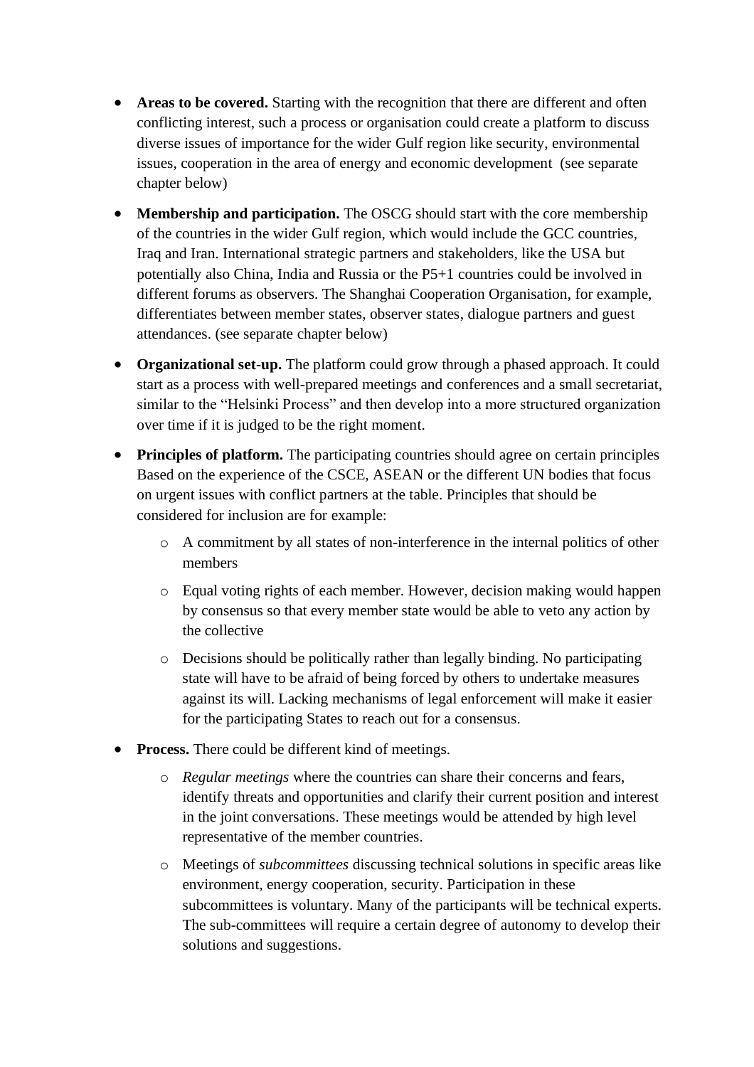- **Areas to be covered.** Starting with the recognition that there are different and often conflicting interest, such a process or organisation could create a platform to discuss diverse issues of importance for the wider Gulf region like security, environmental issues, cooperation in the area of energy and economic development (see separate chapter below)

- **Membership and participation.** The OSCG should start with the core membership of the countries in the wider Gulf region, which would include the GCC countries, Iraq and Iran. International strategic partners and stakeholders, like the USA but potentially also China, India and Russia or the P5+1 countries could be involved in different forums as observers. The Shanghai Cooperation Organisation, for example, differentiates between member states, observer states, dialogue partners and guest attendances. (see separate chapter below)

- **Organizational set-up.** The platform could grow through a phased approach. It could start as a process with well-prepared meetings and conferences and a small secretariat, similar to the "Helsinki Process" and then develop into a more structured organization over time if it is judged to be the right moment.

- **Principles of platform.** The participating countries should agree on certain principles Based on the experience of the CSCE, ASEAN or the different UN bodies that focus on urgent issues with conflict partners at the table. Principles that should be considered for inclusion are for example:
  - A commitment by all states of non-interference in the internal politics of other members
  - Equal voting rights of each member. However, decision making would happen by consensus so that every member state would be able to veto any action by the collective
  - Decisions should be politically rather than legally binding. No participating state will have to be afraid of being forced by others to undertake measures against its will. Lacking mechanisms of legal enforcement will make it easier for the participating States to reach out for a consensus.

- **Process.** There could be different kind of meetings.
  - *Regular meetings* where the countries can share their concerns and fears, identify threats and opportunities and clarify their current position and interest in the joint conversations. These meetings would be attended by high level representative of the member countries.
  - Meetings of *subcommittees* discussing technical solutions in specific areas like environment, energy cooperation, security. Participation in these subcommittees is voluntary. Many of the participants will be technical experts. The sub-committees will require a certain degree of autonomy to develop their solutions and suggestions.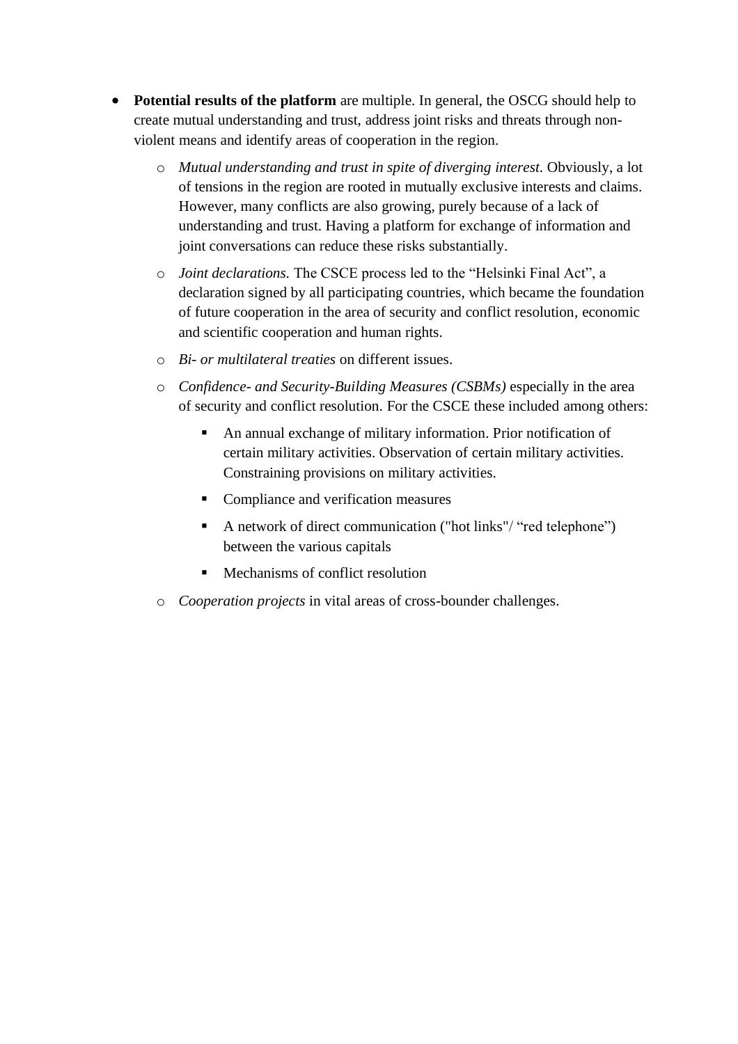- **Potential results of the platform** are multiple. In general, the OSCG should help to create mutual understanding and trust, address joint risks and threats through non-violent means and identify areas of cooperation in the region.
    - *Mutual understanding and trust in spite of diverging interest.* Obviously, a lot of tensions in the region are rooted in mutually exclusive interests and claims. However, many conflicts are also growing, purely because of a lack of understanding and trust. Having a platform for exchange of information and joint conversations can reduce these risks substantially.
    - *Joint declarations.* The CSCE process led to the "Helsinki Final Act", a declaration signed by all participating countries, which became the foundation of future cooperation in the area of security and conflict resolution, economic and scientific cooperation and human rights.
    - *Bi- or multilateral treaties* on different issues.
    - *Confidence- and Security-Building Measures (CSBMs)* especially in the area of security and conflict resolution. For the CSCE these included among others:
        - An annual exchange of military information. Prior notification of certain military activities. Observation of certain military activities. Constraining provisions on military activities.
        - Compliance and verification measures
        - A network of direct communication ("hot links"/ "red telephone") between the various capitals
        - Mechanisms of conflict resolution
    - *Cooperation projects* in vital areas of cross-bounder challenges.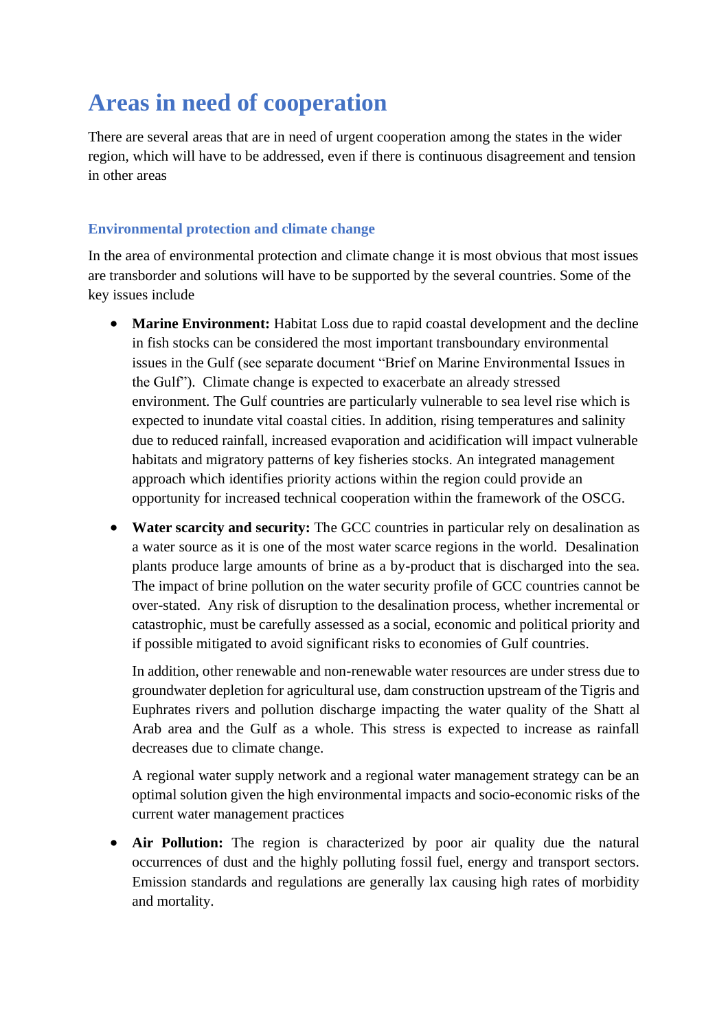# Areas in need of cooperation

There are several areas that are in need of urgent cooperation among the states in the wider region, which will have to be addressed, even if there is continuous disagreement and tension in other areas

### Environmental protection and climate change

In the area of environmental protection and climate change it is most obvious that most issues are transborder and solutions will have to be supported by the several countries. Some of the key issues include

- **Marine Environment:** Habitat Loss due to rapid coastal development and the decline in fish stocks can be considered the most important transboundary environmental issues in the Gulf (see separate document "Brief on Marine Environmental Issues in the Gulf"). Climate change is expected to exacerbate an already stressed environment. The Gulf countries are particularly vulnerable to sea level rise which is expected to inundate vital coastal cities. In addition, rising temperatures and salinity due to reduced rainfall, increased evaporation and acidification will impact vulnerable habitats and migratory patterns of key fisheries stocks. An integrated management approach which identifies priority actions within the region could provide an opportunity for increased technical cooperation within the framework of the OSCG.

- **Water scarcity and security:** The GCC countries in particular rely on desalination as a water source as it is one of the most water scarce regions in the world. Desalination plants produce large amounts of brine as a by-product that is discharged into the sea. The impact of brine pollution on the water security profile of GCC countries cannot be over-stated. Any risk of disruption to the desalination process, whether incremental or catastrophic, must be carefully assessed as a social, economic and political priority and if possible mitigated to avoid significant risks to economies of Gulf countries.

  In addition, other renewable and non-renewable water resources are under stress due to groundwater depletion for agricultural use, dam construction upstream of the Tigris and Euphrates rivers and pollution discharge impacting the water quality of the Shatt al Arab area and the Gulf as a whole. This stress is expected to increase as rainfall decreases due to climate change.

  A regional water supply network and a regional water management strategy can be an optimal solution given the high environmental impacts and socio-economic risks of the current water management practices

- **Air Pollution:** The region is characterized by poor air quality due the natural occurrences of dust and the highly polluting fossil fuel, energy and transport sectors. Emission standards and regulations are generally lax causing high rates of morbidity and mortality.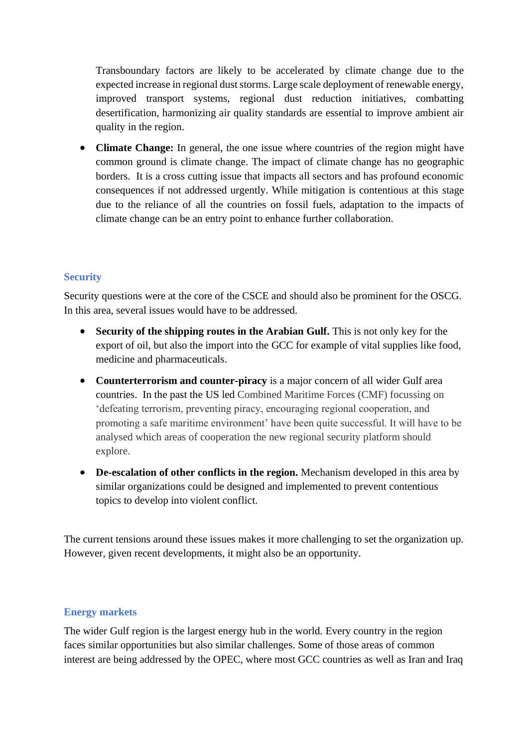Transboundary factors are likely to be accelerated by climate change due to the expected increase in regional dust storms. Large scale deployment of renewable energy, improved transport systems, regional dust reduction initiatives, combatting desertification, harmonizing air quality standards are essential to improve ambient air quality in the region.

- **Climate Change:** In general, the one issue where countries of the region might have common ground is climate change. The impact of climate change has no geographic borders. It is a cross cutting issue that impacts all sectors and has profound economic consequences if not addressed urgently. While mitigation is contentious at this stage due to the reliance of all the countries on fossil fuels, adaptation to the impacts of climate change can be an entry point to enhance further collaboration.

### Security

Security questions were at the core of the CSCE and should also be prominent for the OSCG. In this area, several issues would have to be addressed.

- **Security of the shipping routes in the Arabian Gulf.** This is not only key for the export of oil, but also the import into the GCC for example of vital supplies like food, medicine and pharmaceuticals.
- **Counterterrorism and counter-piracy** is a major concern of all wider Gulf area countries. In the past the US led Combined Maritime Forces (CMF) focussing on 'defeating terrorism, preventing piracy, encouraging regional cooperation, and promoting a safe maritime environment' have been quite successful. It will have to be analysed which areas of cooperation the new regional security platform should explore.
- **De-escalation of other conflicts in the region.** Mechanism developed in this area by similar organizations could be designed and implemented to prevent contentious topics to develop into violent conflict.

The current tensions around these issues makes it more challenging to set the organization up. However, given recent developments, it might also be an opportunity.

### Energy markets

The wider Gulf region is the largest energy hub in the world. Every country in the region faces similar opportunities but similar challenges. Some of those areas of common interest are being addressed by the OPEC, where most GCC countries as well as Iran and Iraq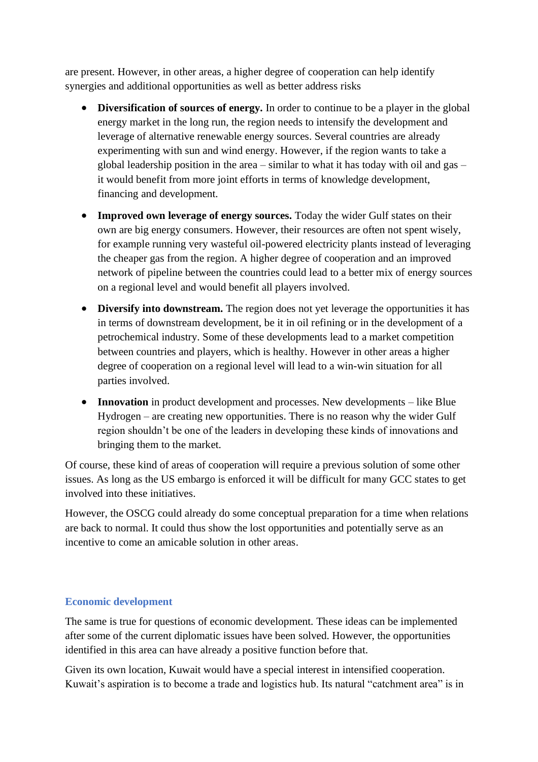are present. However, in other areas, a higher degree of cooperation can help identify synergies and additional opportunities as well as better address risks

- **Diversification of sources of energy.** In order to continue to be a player in the global energy market in the long run, the region needs to intensify the development and leverage of alternative renewable energy sources. Several countries are already experimenting with sun and wind energy. However, if the region wants to take a global leadership position in the area – similar to what it has today with oil and gas – it would benefit from more joint efforts in terms of knowledge development, financing and development.
- **Improved own leverage of energy sources.** Today the wider Gulf states on their own are big energy consumers. However, their resources are often not spent wisely, for example running very wasteful oil-powered electricity plants instead of leveraging the cheaper gas from the region. A higher degree of cooperation and an improved network of pipeline between the countries could lead to a better mix of energy sources on a regional level and would benefit all players involved.
- **Diversify into downstream.** The region does not yet leverage the opportunities it has in terms of downstream development, be it in oil refining or in the development of a petrochemical industry. Some of these developments lead to a market competition between countries and players, which is healthy. However in other areas a higher degree of cooperation on a regional level will lead to a win-win situation for all parties involved.
- **Innovation** in product development and processes. New developments – like Blue Hydrogen – are creating new opportunities. There is no reason why the wider Gulf region shouldn't be one of the leaders in developing these kinds of innovations and bringing them to the market.

Of course, these kind of areas of cooperation will require a previous solution of some other issues. As long as the US embargo is enforced it will be difficult for many GCC states to get involved into these initiatives.

However, the OSCG could already do some conceptual preparation for a time when relations are back to normal. It could thus show the lost opportunities and potentially serve as an incentive to come an amicable solution in other areas.

### Economic development

The same is true for questions of economic development. These ideas can be implemented after some of the current diplomatic issues have been solved. However, the opportunities identified in this area can have already a positive function before that.

Given its own location, Kuwait would have a special interest in intensified cooperation. Kuwait's aspiration is to become a trade and logistics hub. Its natural "catchment area" is in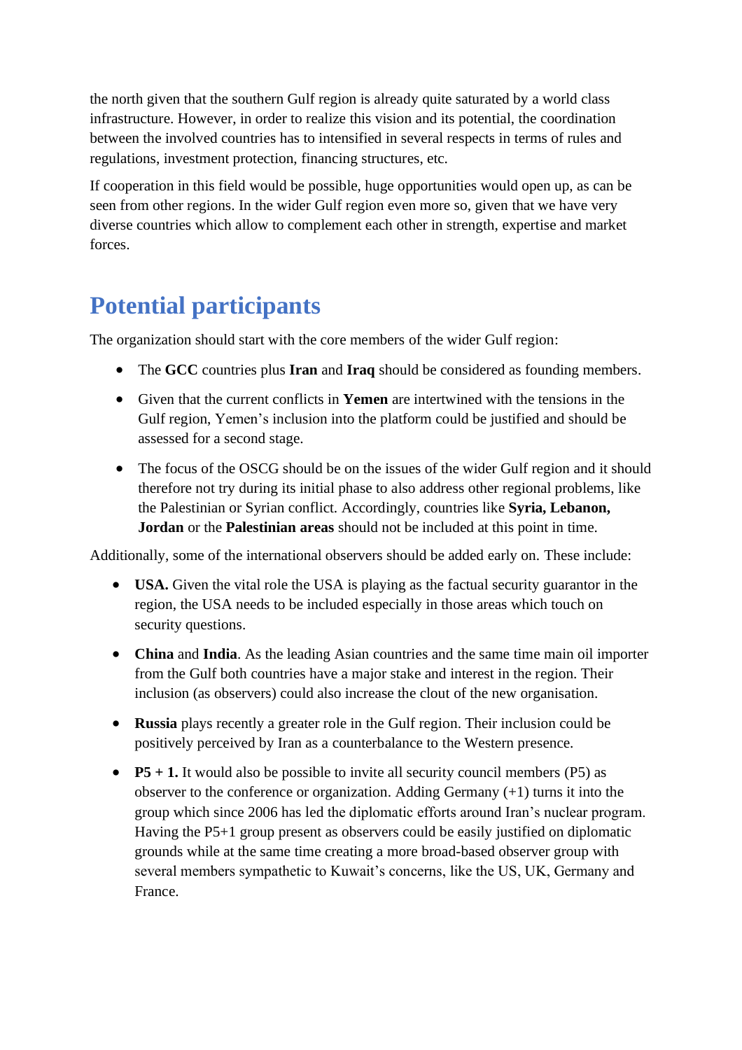the north given that the southern Gulf region is already quite saturated by a world class infrastructure. However, in order to realize this vision and its potential, the coordination between the involved countries has to intensified in several respects in terms of rules and regulations, investment protection, financing structures, etc.

If cooperation in this field would be possible, huge opportunities would open up, as can be seen from other regions. In the wider Gulf region even more so, given that we have very diverse countries which allow to complement each other in strength, expertise and market forces.

# Potential participants

The organization should start with the core members of the wider Gulf region:

- The **GCC** countries plus **Iran** and **Iraq** should be considered as founding members.
- Given that the current conflicts in **Yemen** are intertwined with the tensions in the Gulf region, Yemen's inclusion into the platform could be justified and should be assessed for a second stage.
- The focus of the OSCG should be on the issues of the wider Gulf region and it should therefore not try during its initial phase to also address other regional problems, like the Palestinian or Syrian conflict. Accordingly, countries like **Syria, Lebanon, Jordan** or the **Palestinian areas** should not be included at this point in time.

Additionally, some of the international observers should be added early on. These include:

- **USA.** Given the vital role the USA is playing as the factual security guarantor in the region, the USA needs to be included especially in those areas which touch on security questions.
- **China** and **India**. As the leading Asian countries and the same time main oil importer from the Gulf both countries have a major stake and interest in the region. Their inclusion (as observers) could also increase the clout of the new organisation.
- **Russia** plays recently a greater role in the Gulf region. Their inclusion could be positively perceived by Iran as a counterbalance to the Western presence.
- **P5 + 1.** It would also be possible to invite all security council members (P5) as observer to the conference or organization. Adding Germany (+1) turns it into the group which since 2006 has led the diplomatic efforts around Iran's nuclear program. Having the P5+1 group present as observers could be easily justified on diplomatic grounds while at the same time creating a more broad-based observer group with several members sympathetic to Kuwait's concerns, like the US, UK, Germany and France.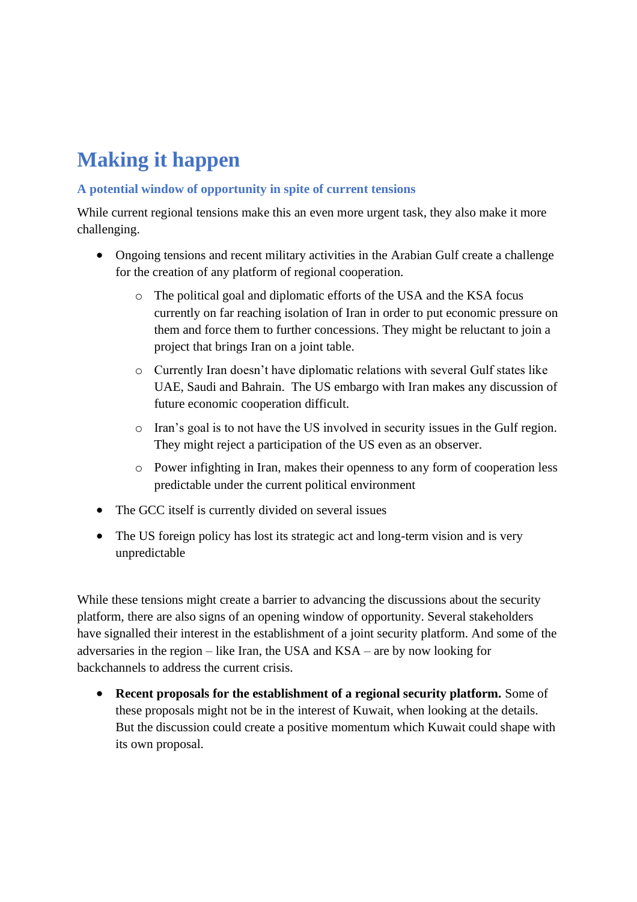# Making it happen

### A potential window of opportunity in spite of current tensions

While current regional tensions make this an even more urgent task, they also make it more challenging.

- Ongoing tensions and recent military activities in the Arabian Gulf create a challenge for the creation of any platform of regional cooperation.
  - The political goal and diplomatic efforts of the USA and the KSA focus currently on far reaching isolation of Iran in order to put economic pressure on them and force them to further concessions. They might be reluctant to join a project that brings Iran on a joint table.
  - Currently Iran doesn't have diplomatic relations with several Gulf states like UAE, Saudi and Bahrain. The US embargo with Iran makes any discussion of future economic cooperation difficult.
  - Iran's goal is to not have the US involved in security issues in the Gulf region. They might reject a participation of the US even as an observer.
  - Power infighting in Iran, makes their openness to any form of cooperation less predictable under the current political environment
- The GCC itself is currently divided on several issues
- The US foreign policy has lost its strategic act and long-term vision and is very unpredictable

While these tensions might create a barrier to advancing the discussions about the security platform, there are also signs of an opening window of opportunity. Several stakeholders have signalled their interest in the establishment of a joint security platform. And some of the adversaries in the region – like Iran, the USA and KSA – are by now looking for backchannels to address the current crisis.

- **Recent proposals for the establishment of a regional security platform.** Some of these proposals might not be in the interest of Kuwait, when looking at the details. But the discussion could create a positive momentum which Kuwait could shape with its own proposal.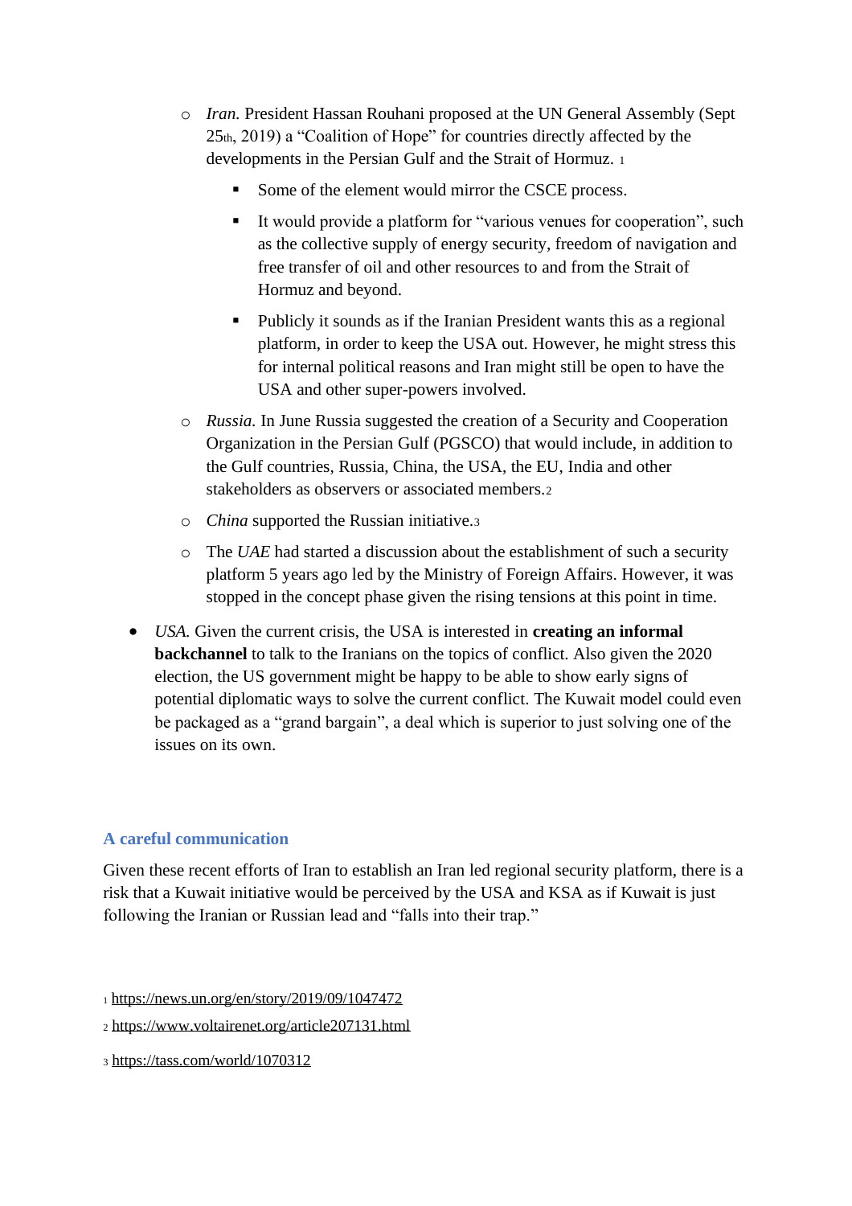- *Iran.* President Hassan Rouhani proposed at the UN General Assembly (Sept 25th, 2019) a "Coalition of Hope" for countries directly affected by the developments in the Persian Gulf and the Strait of Hormuz. [1]
  - Some of the element would mirror the CSCE process.
  - It would provide a platform for "various venues for cooperation", such as the collective supply of energy security, freedom of navigation and free transfer of oil and other resources to and from the Strait of Hormuz and beyond.
  - Publicly it sounds as if the Iranian President wants this as a regional platform, in order to keep the USA out. However, he might stress this for internal political reasons and Iran might still be open to have the USA and other super-powers involved.
- *Russia.* In June Russia suggested the creation of a Security and Cooperation Organization in the Persian Gulf (PGSCO) that would include, in addition to the Gulf countries, Russia, China, the USA, the EU, India and other stakeholders as observers or associated members.[2]
- *China* supported the Russian initiative.[3]
- The *UAE* had started a discussion about the establishment of such a security platform 5 years ago led by the Ministry of Foreign Affairs. However, it was stopped in the concept phase given the rising tensions at this point in time.

- *USA.* Given the current crisis, the USA is interested in **creating an informal backchannel** to talk to the Iranians on the topics of conflict. Also given the 2020 election, the US government might be happy to be able to show early signs of potential diplomatic ways to solve the current conflict. The Kuwait model could even be packaged as a "grand bargain", a deal which is superior to just solving one of the issues on its own.

### A careful communication

Given these recent efforts of Iran to establish an Iran led regional security platform, there is a risk that a Kuwait initiative would be perceived by the USA and KSA as if Kuwait is just following the Iranian or Russian lead and "falls into their trap."

[1] https://news.un.org/en/story/2019/09/1047472

[2] https://www.voltairenet.org/article207131.html

[3] https://tass.com/world/1070312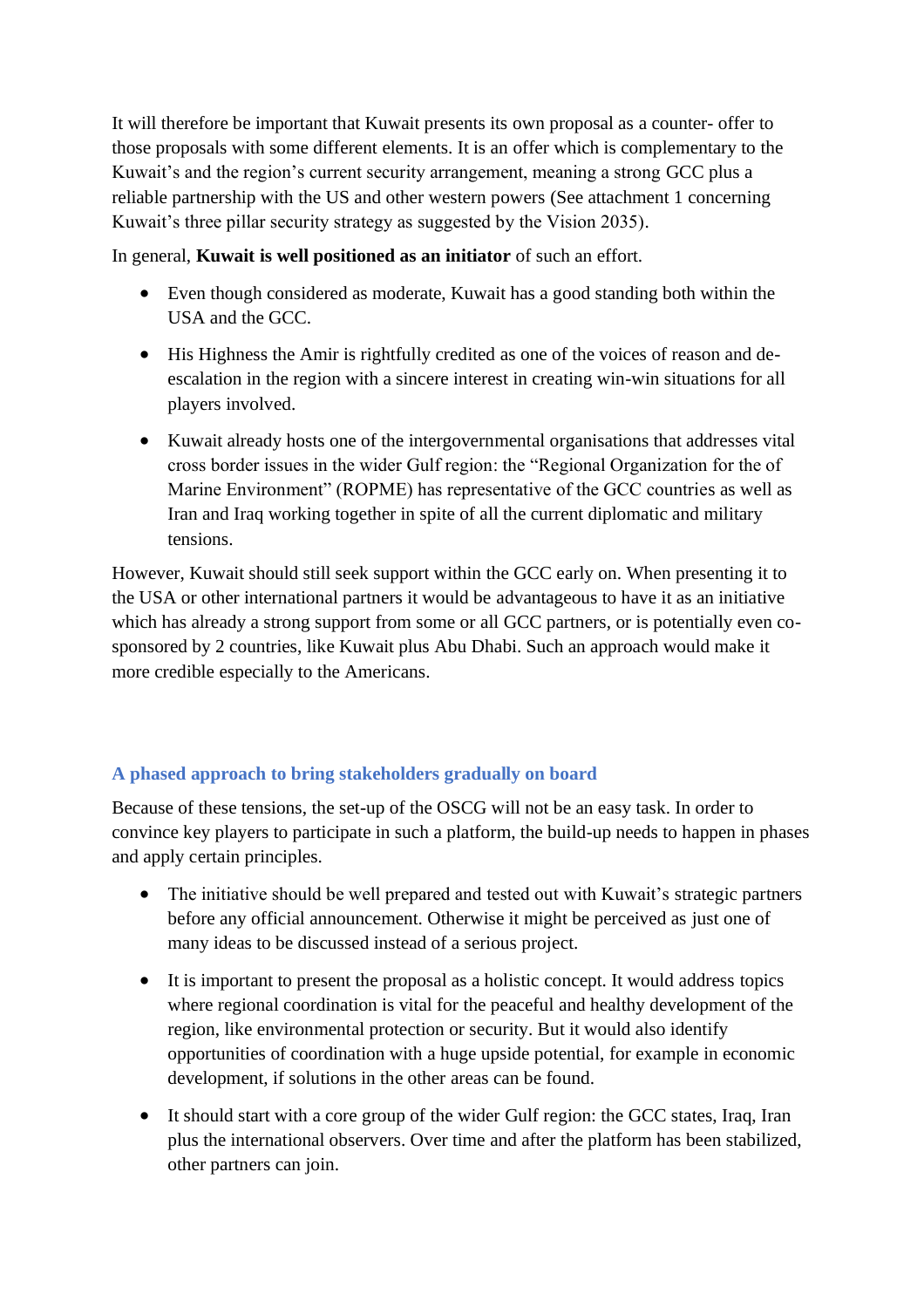It will therefore be important that Kuwait presents its own proposal as a counter- offer to those proposals with some different elements. It is an offer which is complementary to the Kuwait's and the region's current security arrangement, meaning a strong GCC plus a reliable partnership with the US and other western powers (See attachment 1 concerning Kuwait's three pillar security strategy as suggested by the Vision 2035).

In general, **Kuwait is well positioned as an initiator** of such an effort.

- Even though considered as moderate, Kuwait has a good standing both within the USA and the GCC.
- His Highness the Amir is rightfully credited as one of the voices of reason and de-escalation in the region with a sincere interest in creating win-win situations for all players involved.
- Kuwait already hosts one of the intergovernmental organisations that addresses vital cross border issues in the wider Gulf region: the "Regional Organization for the of Marine Environment" (ROPME) has representative of the GCC countries as well as Iran and Iraq working together in spite of all the current diplomatic and military tensions.

However, Kuwait should still seek support within the GCC early on. When presenting it to the USA or other international partners it would be advantageous to have it as an initiative which has already a strong support from some or all GCC partners, or is potentially even co-sponsored by 2 countries, like Kuwait plus Abu Dhabi. Such an approach would make it more credible especially to the Americans.

### A phased approach to bring stakeholders gradually on board

Because of these tensions, the set-up of the OSCG will not be an easy task. In order to convince key players to participate in such a platform, the build-up needs to happen in phases and apply certain principles.

- The initiative should be well prepared and tested out with Kuwait's strategic partners before any official announcement. Otherwise it might be perceived as just one of many ideas to be discussed instead of a serious project.
- It is important to present the proposal as a holistic concept. It would address topics where regional coordination is vital for the peaceful and healthy development of the region, like environmental protection or security. But it would also identify opportunities of coordination with a huge upside potential, for example in economic development, if solutions in the other areas can be found.
- It should start with a core group of the wider Gulf region: the GCC states, Iraq, Iran plus the international observers. Over time and after the platform has been stabilized, other partners can join.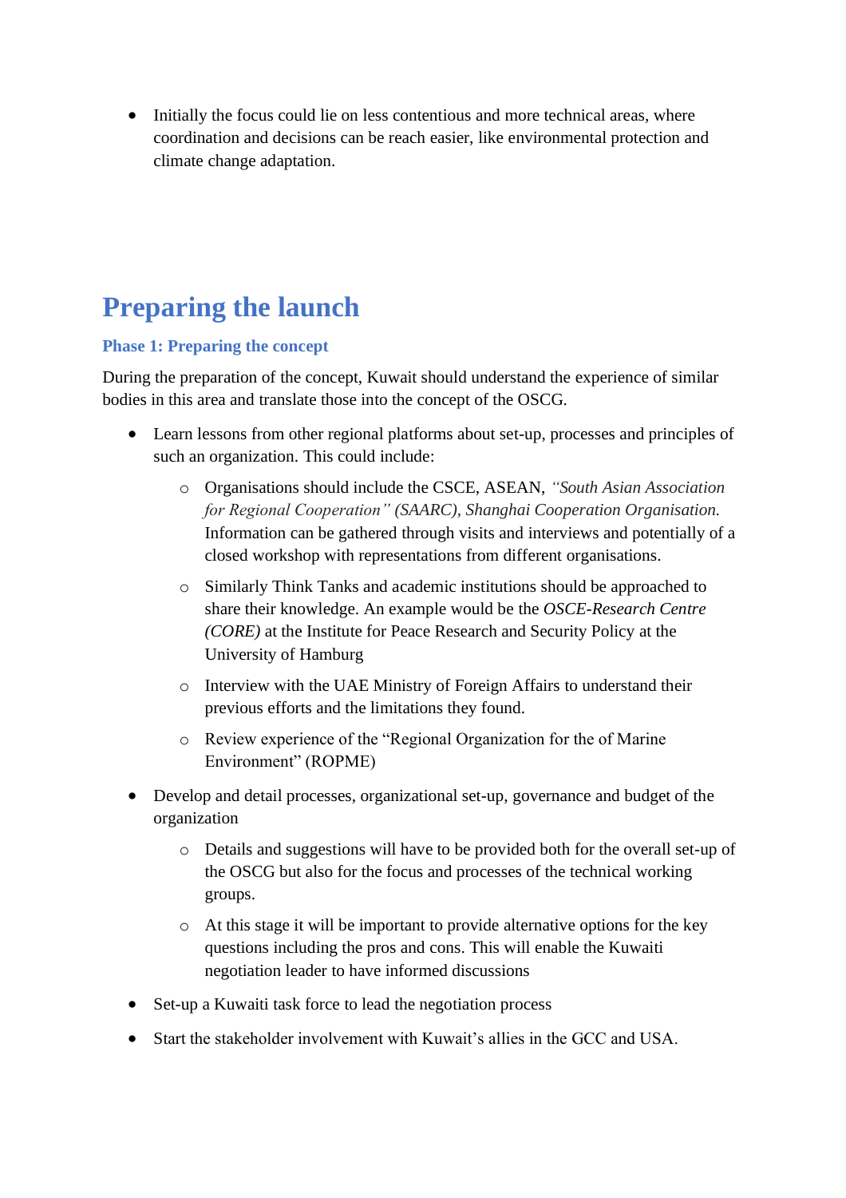- Initially the focus could lie on less contentious and more technical areas, where coordination and decisions can be reach easier, like environmental protection and climate change adaptation.

# Preparing the launch

### Phase 1: Preparing the concept

During the preparation of the concept, Kuwait should understand the experience of similar bodies in this area and translate those into the concept of the OSCG.

- Learn lessons from other regional platforms about set-up, processes and principles of such an organization. This could include:
  - Organisations should include the CSCE, ASEAN, *"South Asian Association for Regional Cooperation" (SAARC), Shanghai Cooperation Organisation.* Information can be gathered through visits and interviews and potentially of a closed workshop with representations from different organisations.
  - Similarly Think Tanks and academic institutions should be approached to share their knowledge. An example would be the *OSCE-Research Centre (CORE)* at the Institute for Peace Research and Security Policy at the University of Hamburg
  - Interview with the UAE Ministry of Foreign Affairs to understand their previous efforts and the limitations they found.
  - Review experience of the "Regional Organization for the of Marine Environment" (ROPME)
- Develop and detail processes, organizational set-up, governance and budget of the organization
  - Details and suggestions will have to be provided both for the overall set-up of the OSCG but also for the focus and processes of the technical working groups.
  - At this stage it will be important to provide alternative options for the key questions including the pros and cons. This will enable the Kuwaiti negotiation leader to have informed discussions
- Set-up a Kuwaiti task force to lead the negotiation process
- Start the stakeholder involvement with Kuwait's allies in the GCC and USA.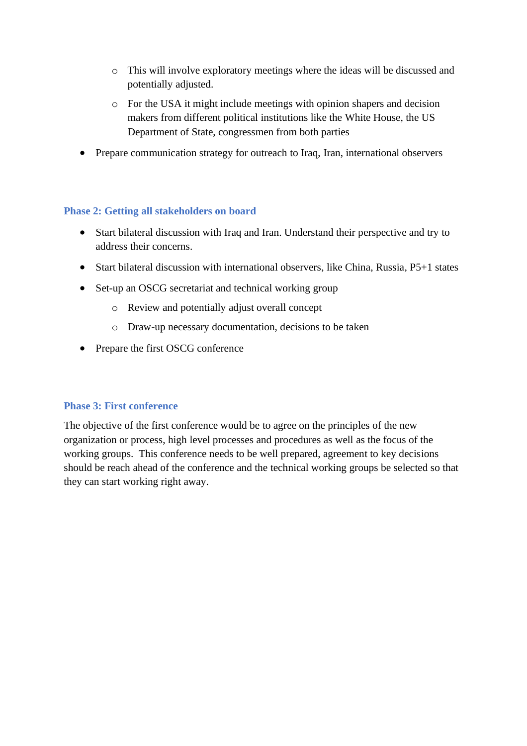- This will involve exploratory meetings where the ideas will be discussed and potentially adjusted.
    - For the USA it might include meetings with opinion shapers and decision makers from different political institutions like the White House, the US Department of State, congressmen from both parties
- Prepare communication strategy for outreach to Iraq, Iran, international observers

### Phase 2: Getting all stakeholders on board

- Start bilateral discussion with Iraq and Iran. Understand their perspective and try to address their concerns.
- Start bilateral discussion with international observers, like China, Russia, P5+1 states
- Set-up an OSCG secretariat and technical working group
    - Review and potentially adjust overall concept
    - Draw-up necessary documentation, decisions to be taken
- Prepare the first OSCG conference

### Phase 3: First conference

The objective of the first conference would be to agree on the principles of the new organization or process, high level processes and procedures as well as the focus of the working groups. This conference needs to be well prepared, agreement to key decisions should be reach ahead of the conference and the technical working groups be selected so that they can start working right away.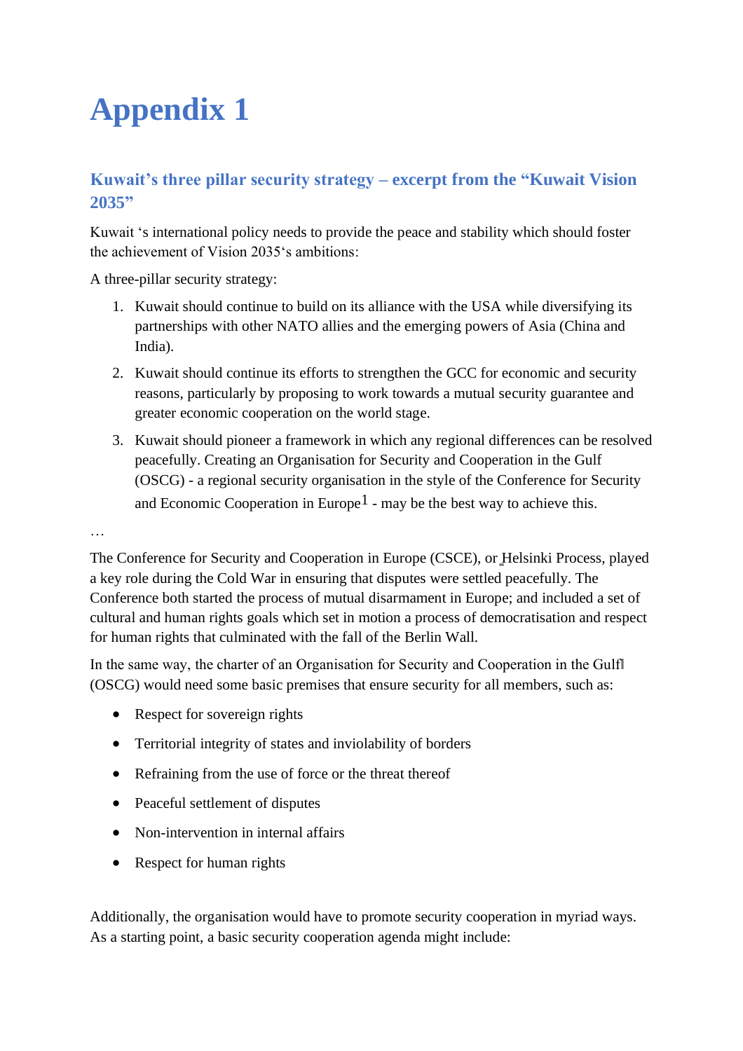# Appendix 1

## Kuwait's three pillar security strategy – excerpt from the "Kuwait Vision 2035"

Kuwait 's international policy needs to provide the peace and stability which should foster the achievement of Vision 2035's ambitions:

A three-pillar security strategy:

1. Kuwait should continue to build on its alliance with the USA while diversifying its partnerships with other NATO allies and the emerging powers of Asia (China and India).
2. Kuwait should continue its efforts to strengthen the GCC for economic and security reasons, particularly by proposing to work towards a mutual security guarantee and greater economic cooperation on the world stage.
3. Kuwait should pioneer a framework in which any regional differences can be resolved peacefully. Creating an Organisation for Security and Cooperation in the Gulf (OSCG) - a regional security organisation in the style of the Conference for Security and Economic Cooperation in Europe[1] - may be the best way to achieve this.

…

The Conference for Security and Cooperation in Europe (CSCE), or Helsinki Process, played a key role during the Cold War in ensuring that disputes were settled peacefully. The Conference both started the process of mutual disarmament in Europe; and included a set of cultural and human rights goals which set in motion a process of democratisation and respect for human rights that culminated with the fall of the Berlin Wall.

In the same way, the charter of an Organisation for Security and Cooperation in the Gulf (OSCG) would need some basic premises that ensure security for all members, such as:

- Respect for sovereign rights
- Territorial integrity of states and inviolability of borders
- Refraining from the use of force or the threat thereof
- Peaceful settlement of disputes
- Non-intervention in internal affairs
- Respect for human rights

Additionally, the organisation would have to promote security cooperation in myriad ways. As a starting point, a basic security cooperation agenda might include: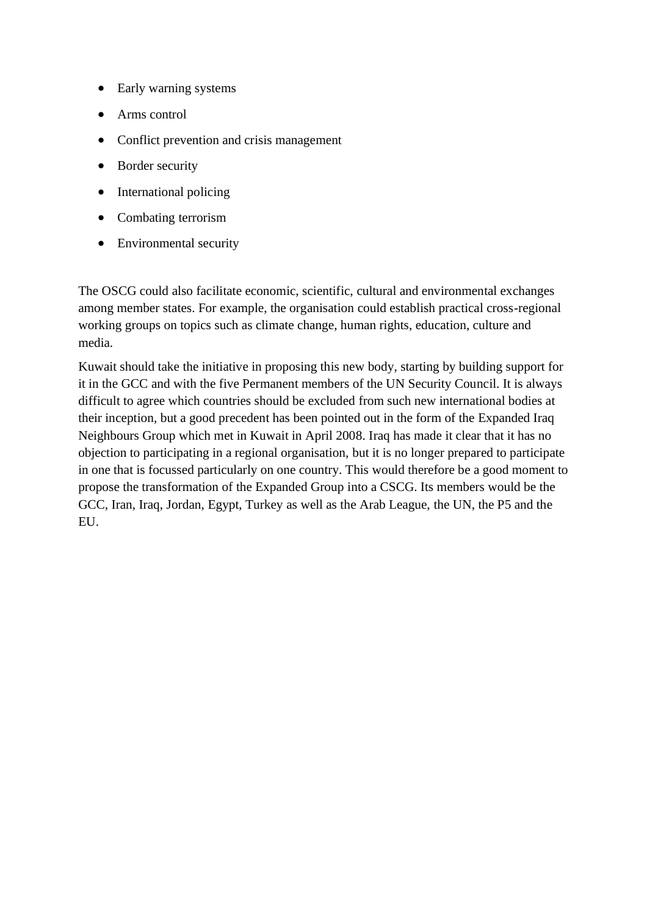- Early warning systems
- Arms control
- Conflict prevention and crisis management
- Border security
- International policing
- Combating terrorism
- Environmental security

The OSCG could also facilitate economic, scientific, cultural and environmental exchanges among member states. For example, the organisation could establish practical cross-regional working groups on topics such as climate change, human rights, education, culture and media.

Kuwait should take the initiative in proposing this new body, starting by building support for it in the GCC and with the five Permanent members of the UN Security Council. It is always difficult to agree which countries should be excluded from such new international bodies at their inception, but a good precedent has been pointed out in the form of the Expanded Iraq Neighbours Group which met in Kuwait in April 2008. Iraq has made it clear that it has no objection to participating in a regional organisation, but it is no longer prepared to participate in one that is focussed particularly on one country. This would therefore be a good moment to propose the transformation of the Expanded Group into a CSCG. Its members would be the GCC, Iran, Iraq, Jordan, Egypt, Turkey as well as the Arab League, the UN, the P5 and the EU.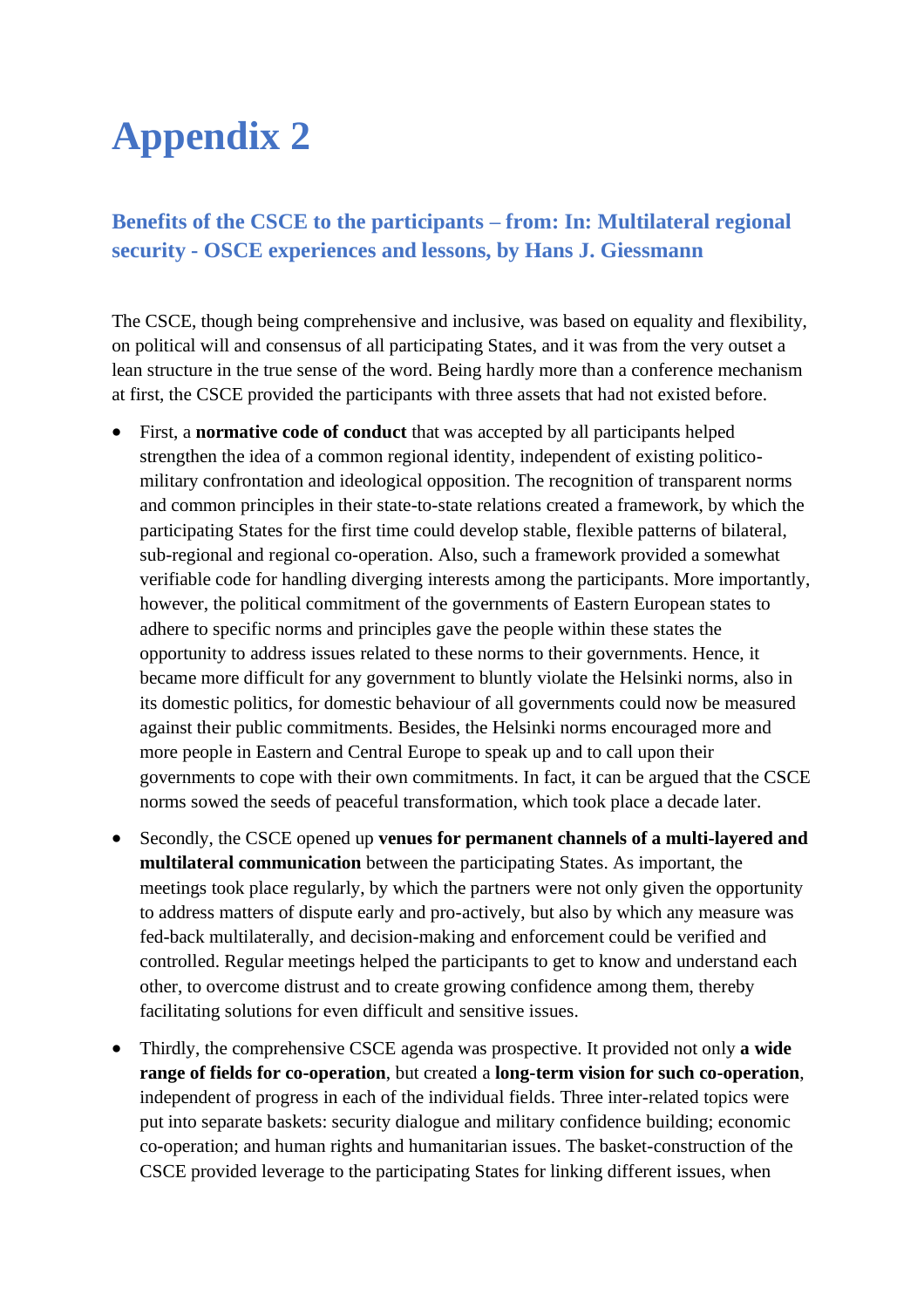# Appendix 2

## Benefits of the CSCE to the participants – from: In: Multilateral regional security - OSCE experiences and lessons, by Hans J. Giessmann

The CSCE, though being comprehensive and inclusive, was based on equality and flexibility, on political will and consensus of all participating States, and it was from the very outset a lean structure in the true sense of the word. Being hardly more than a conference mechanism at first, the CSCE provided the participants with three assets that had not existed before.

- First, a **normative code of conduct** that was accepted by all participants helped strengthen the idea of a common regional identity, independent of existing politico-military confrontation and ideological opposition. The recognition of transparent norms and common principles in their state-to-state relations created a framework, by which the participating States for the first time could develop stable, flexible patterns of bilateral, sub-regional and regional co-operation. Also, such a framework provided a somewhat verifiable code for handling diverging interests among the participants. More importantly, however, the political commitment of the governments of Eastern European states to adhere to specific norms and principles gave the people within these states the opportunity to address issues related to these norms to their governments. Hence, it became more difficult for any government to bluntly violate the Helsinki norms, also in its domestic politics, for domestic behaviour of all governments could now be measured against their public commitments. Besides, the Helsinki norms encouraged more and more people in Eastern and Central Europe to speak up and to call upon their governments to cope with their own commitments. In fact, it can be argued that the CSCE norms sowed the seeds of peaceful transformation, which took place a decade later.
- Secondly, the CSCE opened up **venues for permanent channels of a multi-layered and multilateral communication** between the participating States. As important, the meetings took place regularly, by which the partners were not only given the opportunity to address matters of dispute early and pro-actively, but also by which any measure was fed-back multilaterally, and decision-making and enforcement could be verified and controlled. Regular meetings helped the participants to get to know and understand each other, to overcome distrust and to create growing confidence among them, thereby facilitating solutions for even difficult and sensitive issues.
- Thirdly, the comprehensive CSCE agenda was prospective. It provided not only **a wide range of fields for co-operation**, but created a **long-term vision for such co-operation**, independent of progress in each of the individual fields. Three inter-related topics were put into separate baskets: security dialogue and military confidence building; economic co-operation; and human rights and humanitarian issues. The basket-construction of the CSCE provided leverage to the participating States for linking different issues, when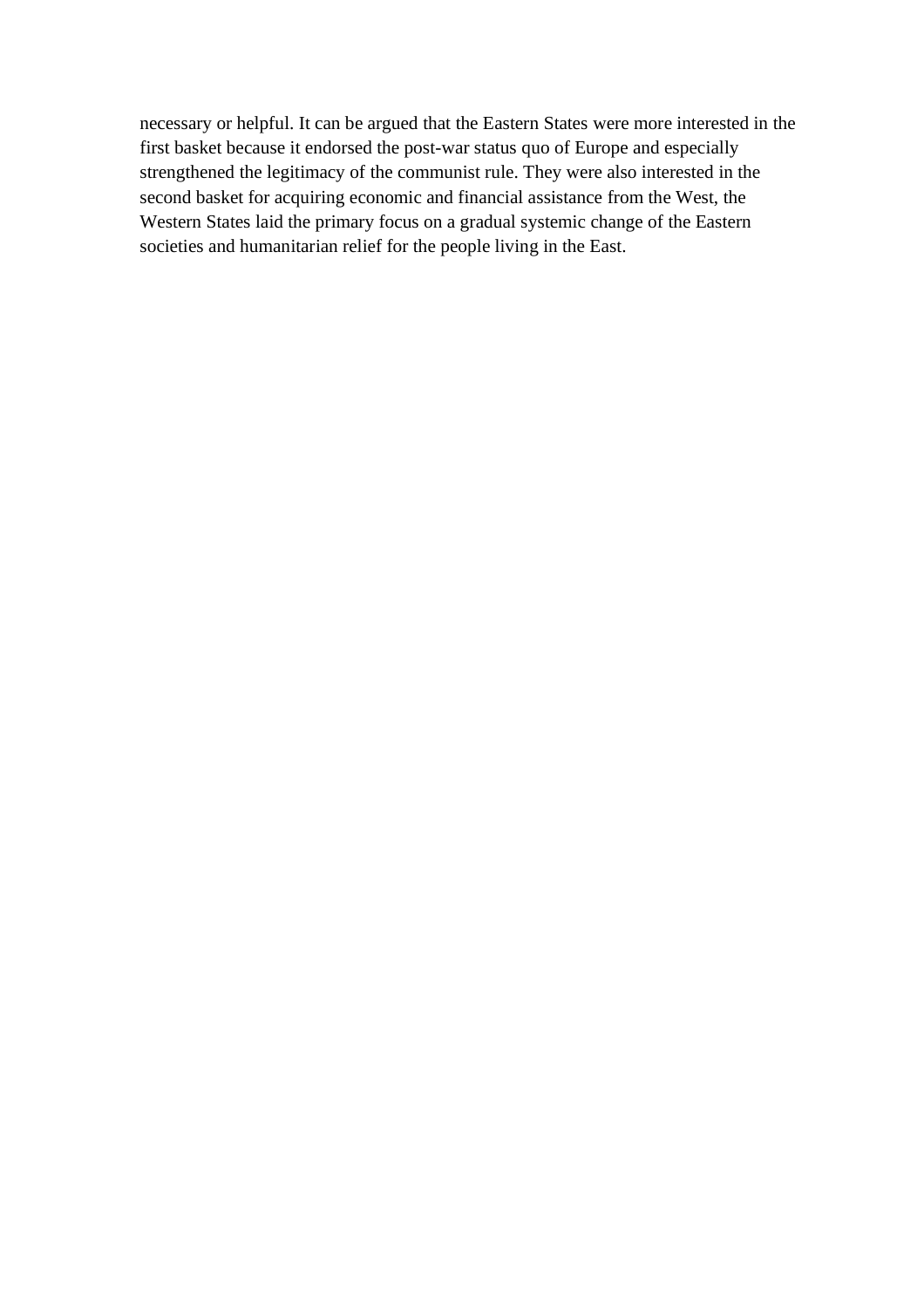necessary or helpful. It can be argued that the Eastern States were more interested in the first basket because it endorsed the post-war status quo of Europe and especially strengthened the legitimacy of the communist rule. They were also interested in the second basket for acquiring economic and financial assistance from the West, the Western States laid the primary focus on a gradual systemic change of the Eastern societies and humanitarian relief for the people living in the East.